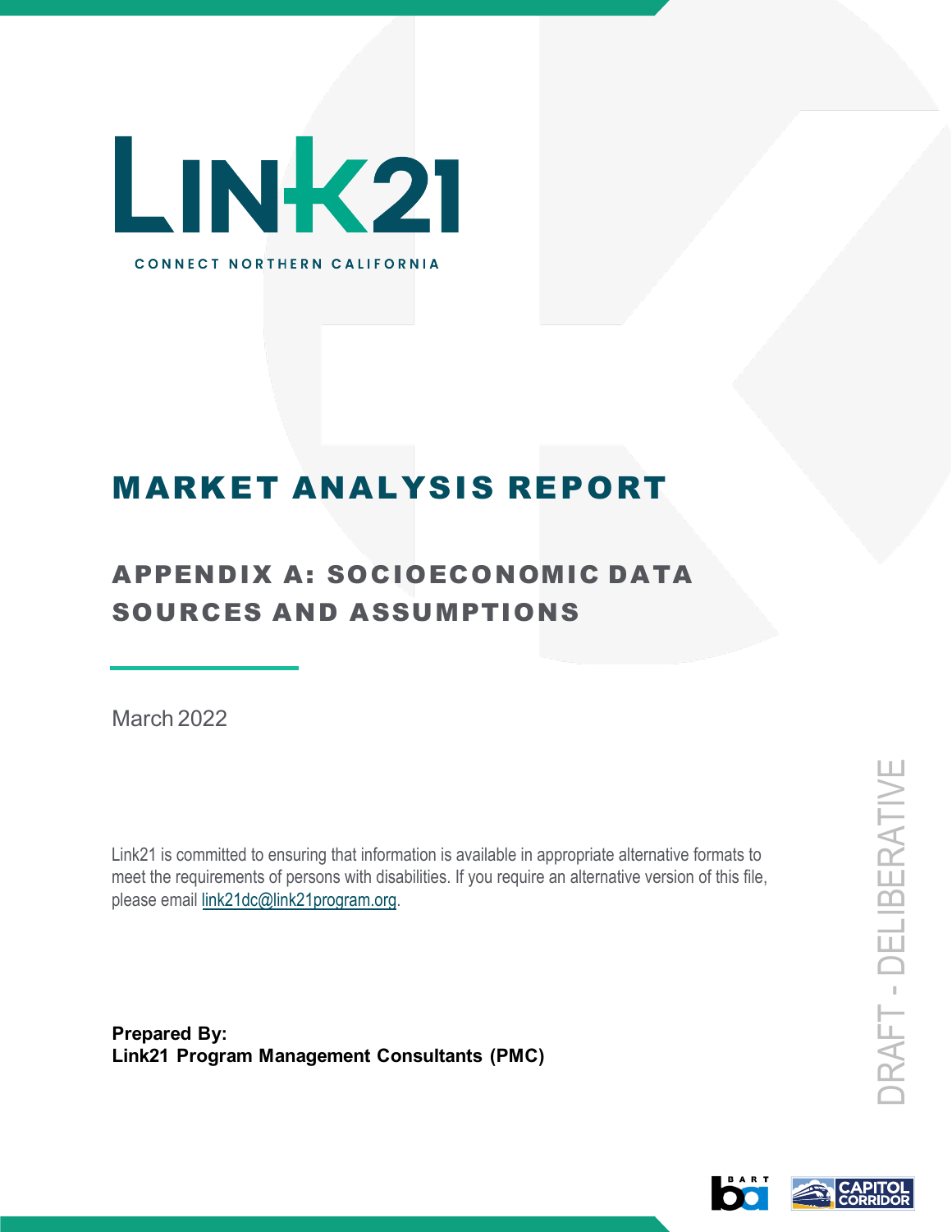# LINK21

CONNECT NORTHERN CALIFORNIA

# MARKET ANALYSIS REPORT

## APPENDIX A: SOCIOECONOMIC DATA SOURCES AND ASSUMPTIONS

March 2022

Link21 is committed to ensuring that information is available in appropriate alternative formats to meet the requirements of persons with disabilities. If you require an alternative version of this file, please email link21dc@link21program.org.

**Prepared By:**
**Link21 Program Management Consultants (PMC)**

DRAFT - DELIBERATIVE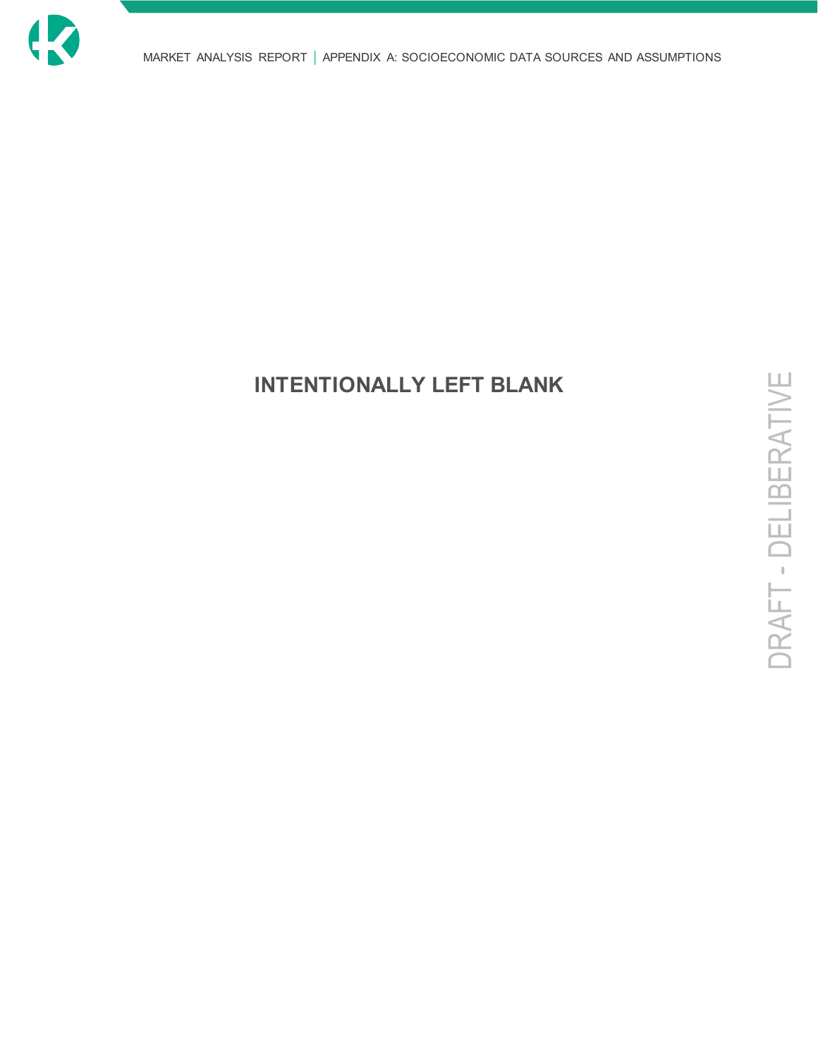**INTENTIONALLY LEFT BLANK**

DRAFT - DELIBERATIVE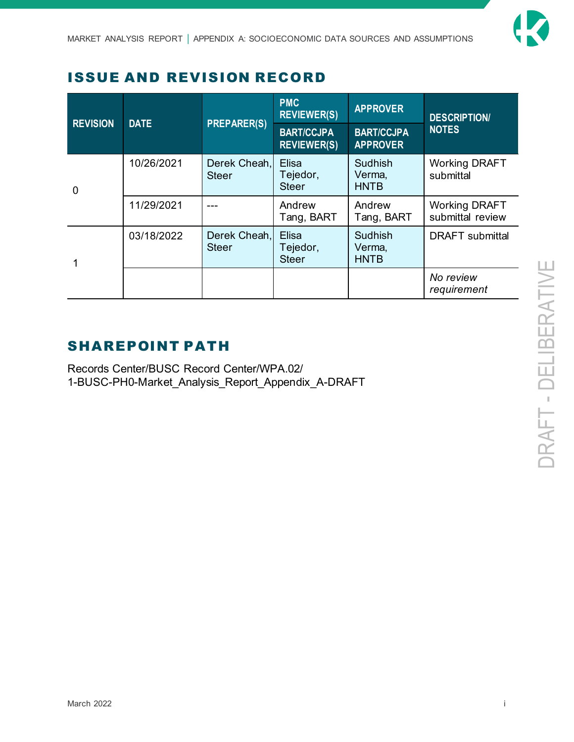## ISSUE AND REVISION RECORD

| REVISION | DATE | PREPARER(S) | PMC REVIEWER(S) | APPROVER | DESCRIPTION/ NOTES |
|---|---|---|---|---|---|
| | | | BART/CCJPA REVIEWER(S) | BART/CCJPA APPROVER | |
| 0 | 10/26/2021 | Derek Cheah, Steer | Elisa Tejedor, Steer | Sudhish Verma, HNTB | Working DRAFT submittal |
| | 11/29/2021 | --- | Andrew Tang, BART | Andrew Tang, BART | Working DRAFT submittal review |
| 1 | 03/18/2022 | Derek Cheah, Steer | Elisa Tejedor, Steer | Sudhish Verma, HNTB | DRAFT submittal |
| | | | | | *No review requirement* |

## SHAREPOINT PATH

Records Center/BUSC Record Center/WPA.02/
1-BUSC-PH0-Market_Analysis_Report_Appendix_A-DRAFT

DRAFT - DELIBERATIVE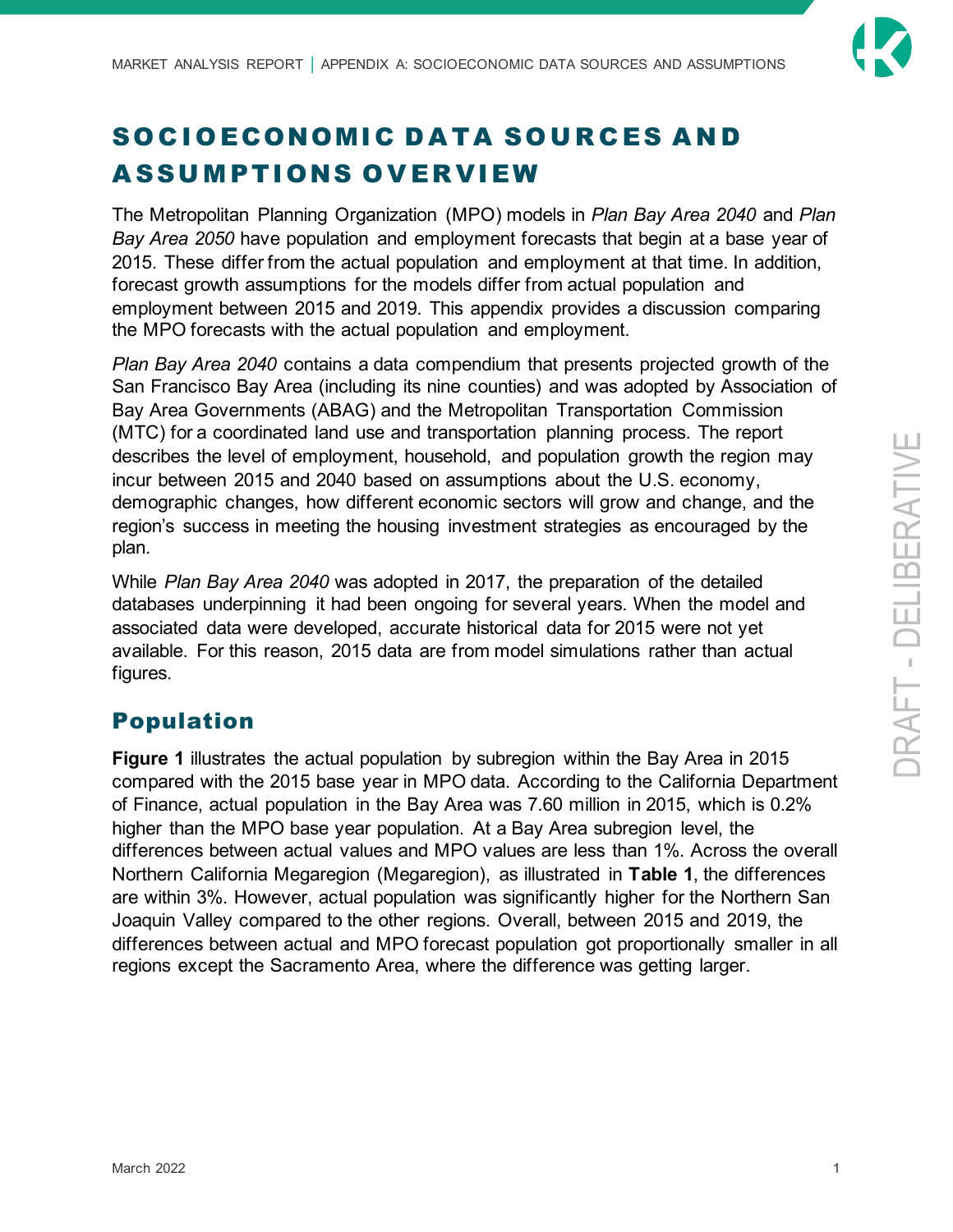# SOCIOECONOMIC DATA SOURCES AND ASSUMPTIONS OVERVIEW

The Metropolitan Planning Organization (MPO) models in *Plan Bay Area 2040* and *Plan Bay Area 2050* have population and employment forecasts that begin at a base year of 2015. These differ from the actual population and employment at that time. In addition, forecast growth assumptions for the models differ from actual population and employment between 2015 and 2019. This appendix provides a discussion comparing the MPO forecasts with the actual population and employment.

*Plan Bay Area 2040* contains a data compendium that presents projected growth of the San Francisco Bay Area (including its nine counties) and was adopted by Association of Bay Area Governments (ABAG) and the Metropolitan Transportation Commission (MTC) for a coordinated land use and transportation planning process. The report describes the level of employment, household, and population growth the region may incur between 2015 and 2040 based on assumptions about the U.S. economy, demographic changes, how different economic sectors will grow and change, and the region's success in meeting the housing investment strategies as encouraged by the plan.

While *Plan Bay Area 2040* was adopted in 2017, the preparation of the detailed databases underpinning it had been ongoing for several years. When the model and associated data were developed, accurate historical data for 2015 were not yet available. For this reason, 2015 data are from model simulations rather than actual figures.

## Population

**Figure 1** illustrates the actual population by subregion within the Bay Area in 2015 compared with the 2015 base year in MPO data. According to the California Department of Finance, actual population in the Bay Area was 7.60 million in 2015, which is 0.2% higher than the MPO base year population. At a Bay Area subregion level, the differences between actual values and MPO values are less than 1%. Across the overall Northern California Megaregion (Megaregion), as illustrated in **Table 1**, the differences are within 3%. However, actual population was significantly higher for the Northern San Joaquin Valley compared to the other regions. Overall, between 2015 and 2019, the differences between actual and MPO forecast population got proportionally smaller in all regions except the Sacramento Area, where the difference was getting larger.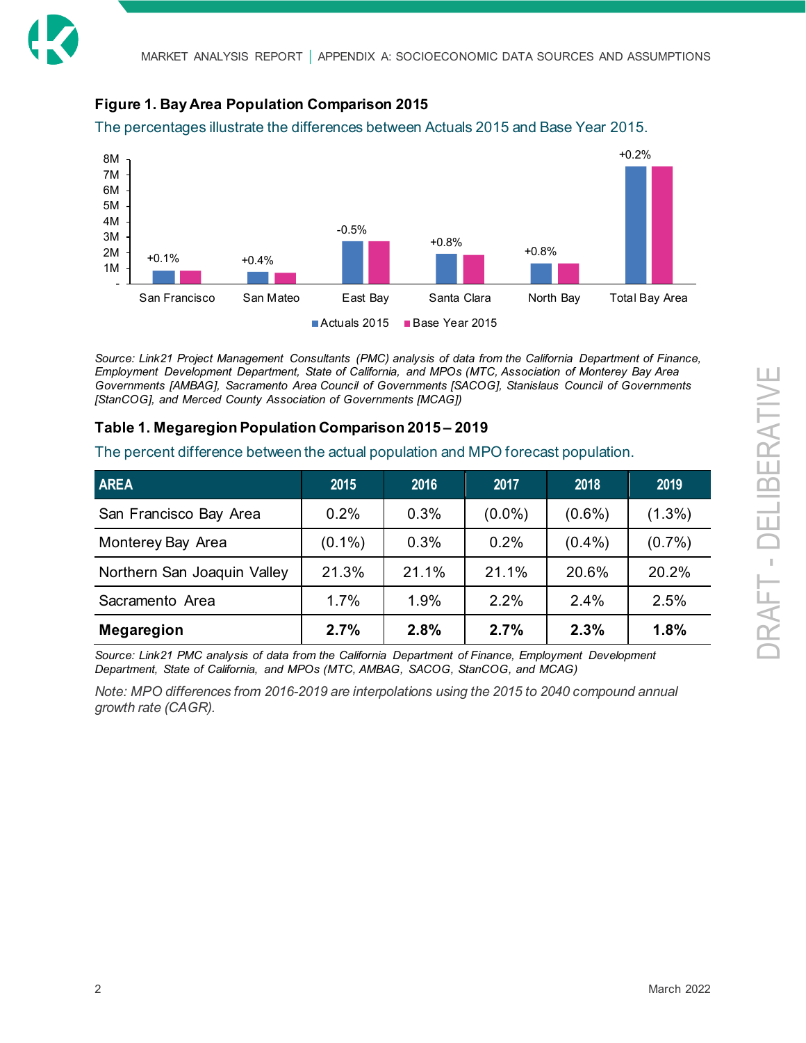**Figure 1. Bay Area Population Comparison 2015**

The percentages illustrate the differences between Actuals 2015 and Base Year 2015.

*Source: Link21 Project Management Consultants (PMC) analysis of data from the California Department of Finance, Employment Development Department, State of California, and MPOs (MTC, Association of Monterey Bay Area Governments [AMBAG], Sacramento Area Council of Governments [SACOG], Stanislaus Council of Governments [StanCOG], and Merced County Association of Governments [MCAG])*

**Table 1. Megaregion Population Comparison 2015 – 2019**

The percent difference between the actual population and MPO forecast population.

| AREA | 2015 | 2016 | 2017 | 2018 | 2019 |
|---|---|---|---|---|---|
| San Francisco Bay Area | 0.2% | 0.3% | (0.0%) | (0.6%) | (1.3%) |
| Monterey Bay Area | (0.1%) | 0.3% | 0.2% | (0.4%) | (0.7%) |
| Northern San Joaquin Valley | 21.3% | 21.1% | 21.1% | 20.6% | 20.2% |
| Sacramento Area | 1.7% | 1.9% | 2.2% | 2.4% | 2.5% |
| **Megaregion** | **2.7%** | **2.8%** | **2.7%** | **2.3%** | **1.8%** |

*Source: Link21 PMC analysis of data from the California Department of Finance, Employment Development Department, State of California, and MPOs (MTC, AMBAG, SACOG, StanCOG, and MCAG)*

*Note: MPO differences from 2016-2019 are interpolations using the 2015 to 2040 compound annual growth rate (CAGR).*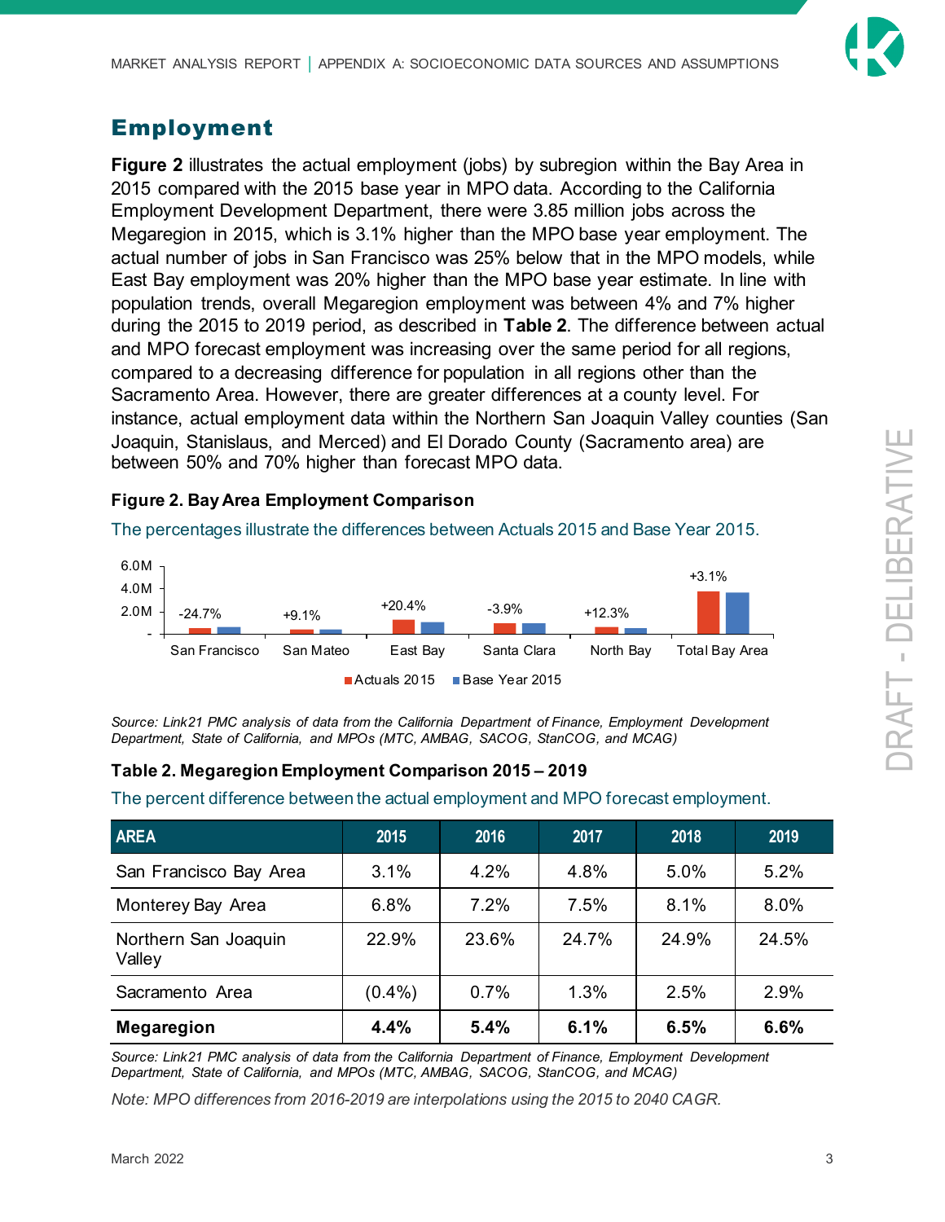## Employment

**Figure 2** illustrates the actual employment (jobs) by subregion within the Bay Area in 2015 compared with the 2015 base year in MPO data. According to the California Employment Development Department, there were 3.85 million jobs across the Megaregion in 2015, which is 3.1% higher than the MPO base year employment. The actual number of jobs in San Francisco was 25% below that in the MPO models, while East Bay employment was 20% higher than the MPO base year estimate. In line with population trends, overall Megaregion employment was between 4% and 7% higher during the 2015 to 2019 period, as described in **Table 2**. The difference between actual and MPO forecast employment was increasing over the same period for all regions, compared to a decreasing difference for population in all regions other than the Sacramento Area. However, there are greater differences at a county level. For instance, actual employment data within the Northern San Joaquin Valley counties (San Joaquin, Stanislaus, and Merced) and El Dorado County (Sacramento area) are between 50% and 70% higher than forecast MPO data.

**Figure 2. Bay Area Employment Comparison**

The percentages illustrate the differences between Actuals 2015 and Base Year 2015.

6.0M
4.0M
2.0M
-

-24.7% San Francisco
+9.1% San Mateo
+20.4% East Bay
-3.9% Santa Clara
+12.3% North Bay
+3.1% Total Bay Area

Actuals 2015
Base Year 2015

*Source: Link21 PMC analysis of data from the California Department of Finance, Employment Development Department, State of California, and MPOs (MTC, AMBAG, SACOG, StanCOG, and MCAG)*

**Table 2. Megaregion Employment Comparison 2015 – 2019**

The percent difference between the actual employment and MPO forecast employment.

| AREA | 2015 | 2016 | 2017 | 2018 | 2019 |
|---|---|---|---|---|---|
| San Francisco Bay Area | 3.1% | 4.2% | 4.8% | 5.0% | 5.2% |
| Monterey Bay Area | 6.8% | 7.2% | 7.5% | 8.1% | 8.0% |
| Northern San Joaquin Valley | 22.9% | 23.6% | 24.7% | 24.9% | 24.5% |
| Sacramento Area | (0.4%) | 0.7% | 1.3% | 2.5% | 2.9% |
| **Megaregion** | **4.4%** | **5.4%** | **6.1%** | **6.5%** | **6.6%** |

*Source: Link21 PMC analysis of data from the California Department of Finance, Employment Development Department, State of California, and MPOs (MTC, AMBAG, SACOG, StanCOG, and MCAG)*

*Note: MPO differences from 2016-2019 are interpolations using the 2015 to 2040 CAGR.*